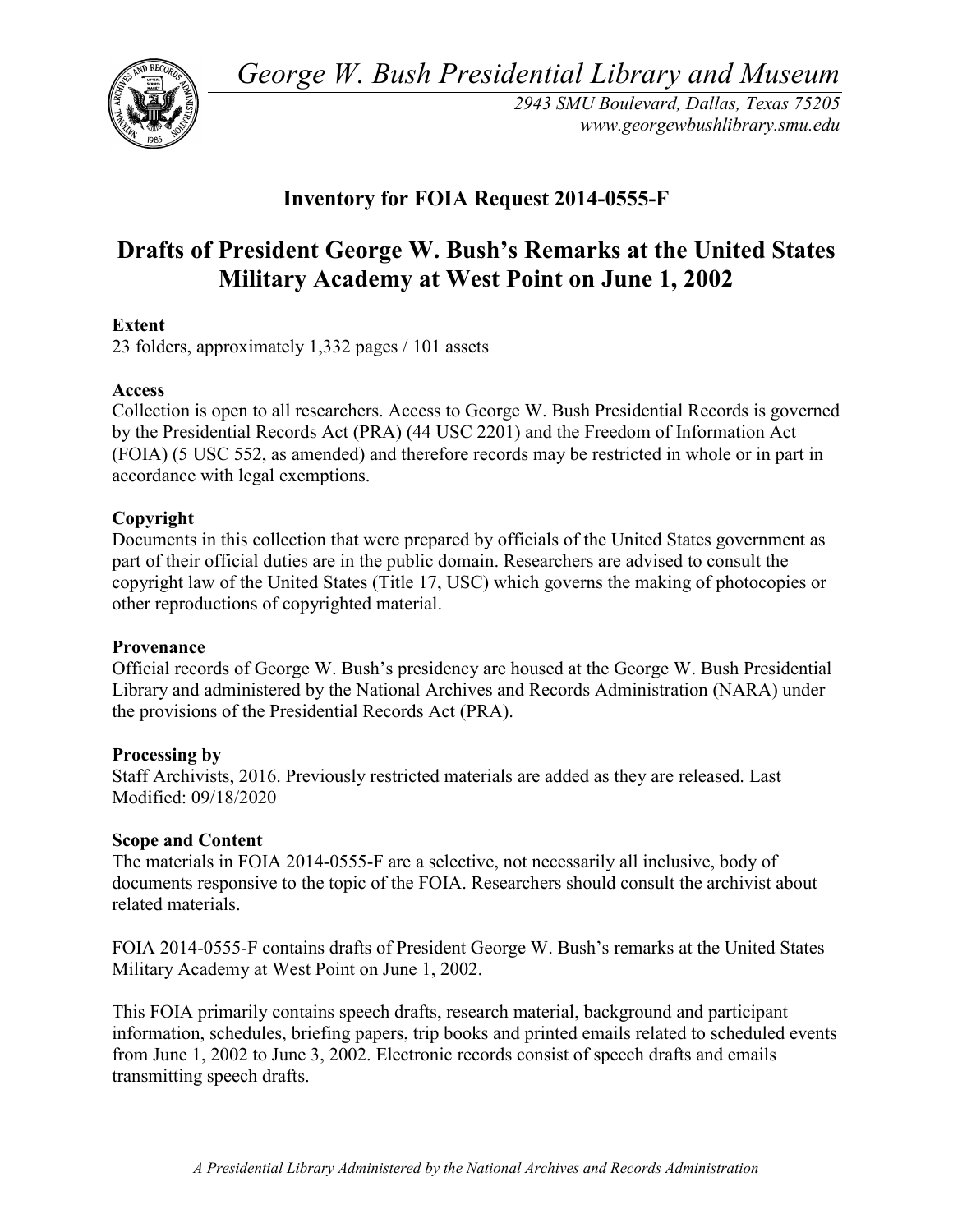*George W. Bush Presidential Library and Museum*

*2943 SMU Boulevard, Dallas, Texas 75205*
*www.georgewbushlibrary.smu.edu*

## Inventory for FOIA Request 2014-0555-F

# Drafts of President George W. Bush's Remarks at the United States Military Academy at West Point on June 1, 2002

**Extent**
23 folders, approximately 1,332 pages / 101 assets

**Access**
Collection is open to all researchers. Access to George W. Bush Presidential Records is governed by the Presidential Records Act (PRA) (44 USC 2201) and the Freedom of Information Act (FOIA) (5 USC 552, as amended) and therefore records may be restricted in whole or in part in accordance with legal exemptions.

**Copyright**
Documents in this collection that were prepared by officials of the United States government as part of their official duties are in the public domain. Researchers are advised to consult the copyright law of the United States (Title 17, USC) which governs the making of photocopies or other reproductions of copyrighted material.

**Provenance**
Official records of George W. Bush's presidency are housed at the George W. Bush Presidential Library and administered by the National Archives and Records Administration (NARA) under the provisions of the Presidential Records Act (PRA).

**Processing by**
Staff Archivists, 2016. Previously restricted materials are added as they are released. Last Modified: 09/18/2020

**Scope and Content**
The materials in FOIA 2014-0555-F are a selective, not necessarily all inclusive, body of documents responsive to the topic of the FOIA. Researchers should consult the archivist about related materials.

FOIA 2014-0555-F contains drafts of President George W. Bush's remarks at the United States Military Academy at West Point on June 1, 2002.

This FOIA primarily contains speech drafts, research material, background and participant information, schedules, briefing papers, trip books and printed emails related to scheduled events from June 1, 2002 to June 3, 2002. Electronic records consist of speech drafts and emails transmitting speech drafts.

*A Presidential Library Administered by the National Archives and Records Administration*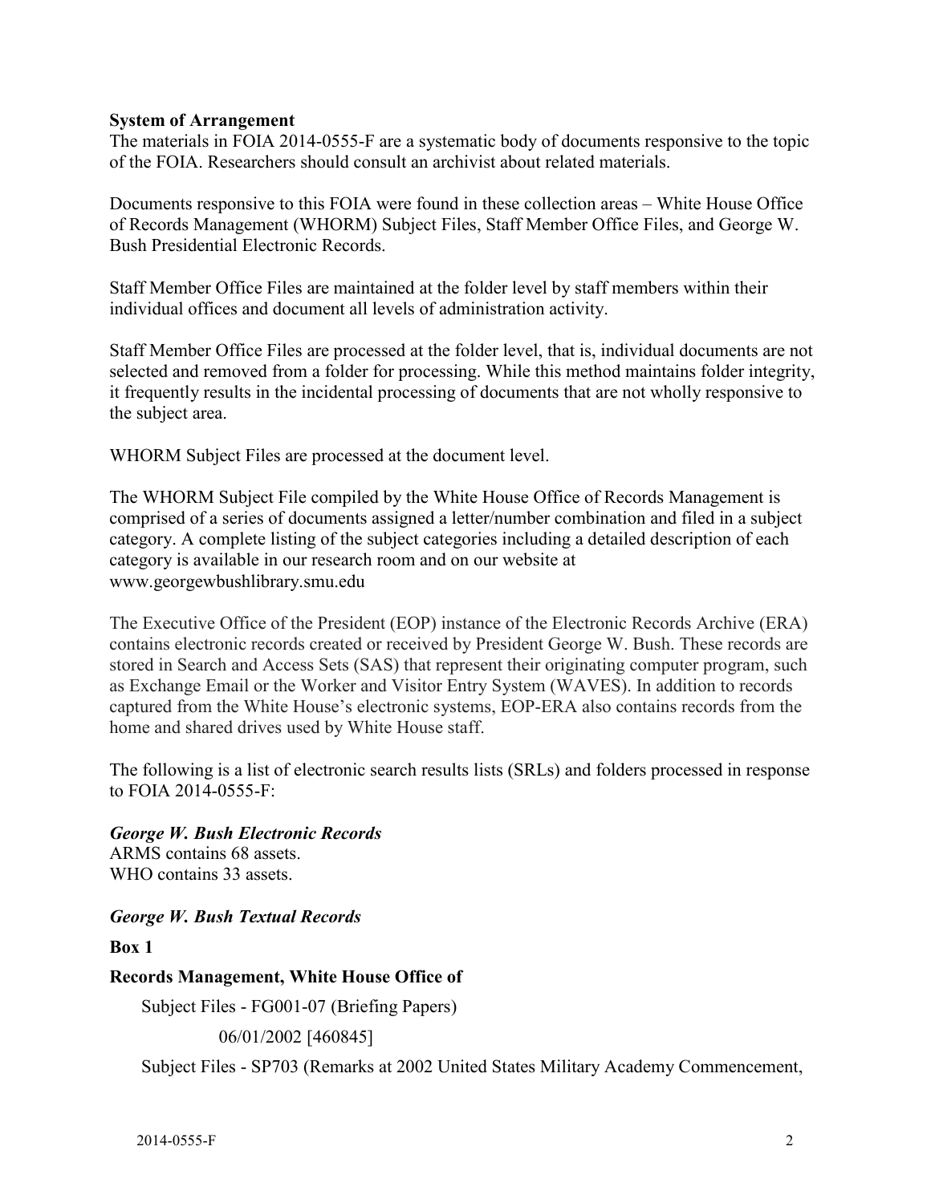**System of Arrangement**

The materials in FOIA 2014-0555-F are a systematic body of documents responsive to the topic of the FOIA. Researchers should consult an archivist about related materials.

Documents responsive to this FOIA were found in these collection areas – White House Office of Records Management (WHORM) Subject Files, Staff Member Office Files, and George W. Bush Presidential Electronic Records.

Staff Member Office Files are maintained at the folder level by staff members within their individual offices and document all levels of administration activity.

Staff Member Office Files are processed at the folder level, that is, individual documents are not selected and removed from a folder for processing. While this method maintains folder integrity, it frequently results in the incidental processing of documents that are not wholly responsive to the subject area.

WHORM Subject Files are processed at the document level.

The WHORM Subject File compiled by the White House Office of Records Management is comprised of a series of documents assigned a letter/number combination and filed in a subject category. A complete listing of the subject categories including a detailed description of each category is available in our research room and on our website at www.georgewbushlibrary.smu.edu

The Executive Office of the President (EOP) instance of the Electronic Records Archive (ERA) contains electronic records created or received by President George W. Bush. These records are stored in Search and Access Sets (SAS) that represent their originating computer program, such as Exchange Email or the Worker and Visitor Entry System (WAVES). In addition to records captured from the White House's electronic systems, EOP-ERA also contains records from the home and shared drives used by White House staff.

The following is a list of electronic search results lists (SRLs) and folders processed in response to FOIA 2014-0555-F:

***George W. Bush Electronic Records***

ARMS contains 68 assets.
WHO contains 33 assets.

***George W. Bush Textual Records***

**Box 1**

**Records Management, White House Office of**

Subject Files - FG001-07 (Briefing Papers)

06/01/2002 [460845]

Subject Files - SP703 (Remarks at 2002 United States Military Academy Commencement,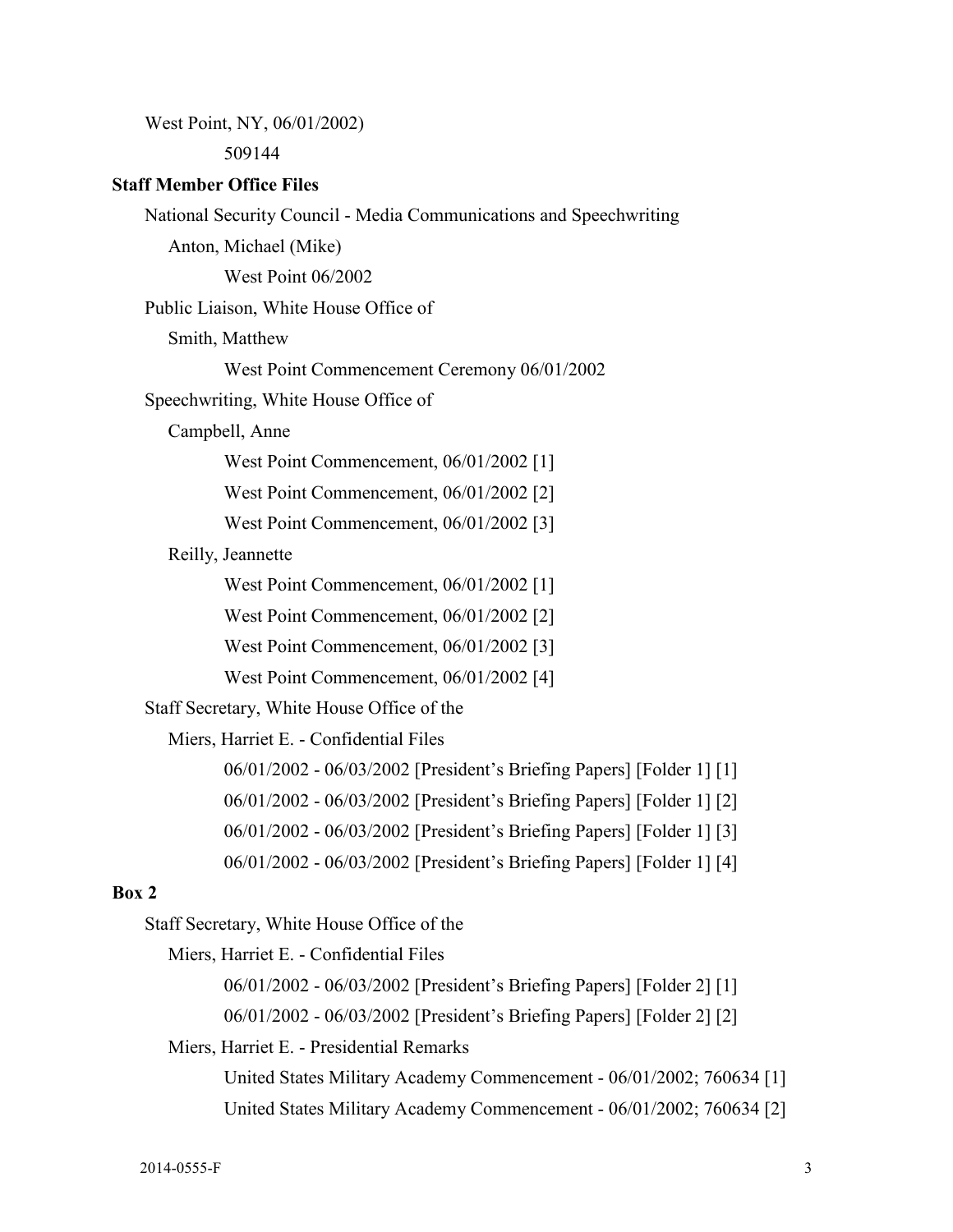West Point, NY, 06/01/2002)

509144

**Staff Member Office Files**

National Security Council - Media Communications and Speechwriting

Anton, Michael (Mike)

West Point 06/2002

Public Liaison, White House Office of

Smith, Matthew

West Point Commencement Ceremony 06/01/2002

Speechwriting, White House Office of

Campbell, Anne

West Point Commencement, 06/01/2002 [1]

West Point Commencement, 06/01/2002 [2]

West Point Commencement, 06/01/2002 [3]

Reilly, Jeannette

West Point Commencement, 06/01/2002 [1]

West Point Commencement, 06/01/2002 [2]

West Point Commencement, 06/01/2002 [3]

West Point Commencement, 06/01/2002 [4]

Staff Secretary, White House Office of the

Miers, Harriet E. - Confidential Files

06/01/2002 - 06/03/2002 [President's Briefing Papers] [Folder 1] [1]

06/01/2002 - 06/03/2002 [President's Briefing Papers] [Folder 1] [2]

06/01/2002 - 06/03/2002 [President's Briefing Papers] [Folder 1] [3]

06/01/2002 - 06/03/2002 [President's Briefing Papers] [Folder 1] [4]

**Box 2**

Staff Secretary, White House Office of the

Miers, Harriet E. - Confidential Files

06/01/2002 - 06/03/2002 [President's Briefing Papers] [Folder 2] [1]

06/01/2002 - 06/03/2002 [President's Briefing Papers] [Folder 2] [2]

Miers, Harriet E. - Presidential Remarks

United States Military Academy Commencement - 06/01/2002; 760634 [1]

United States Military Academy Commencement - 06/01/2002; 760634 [2]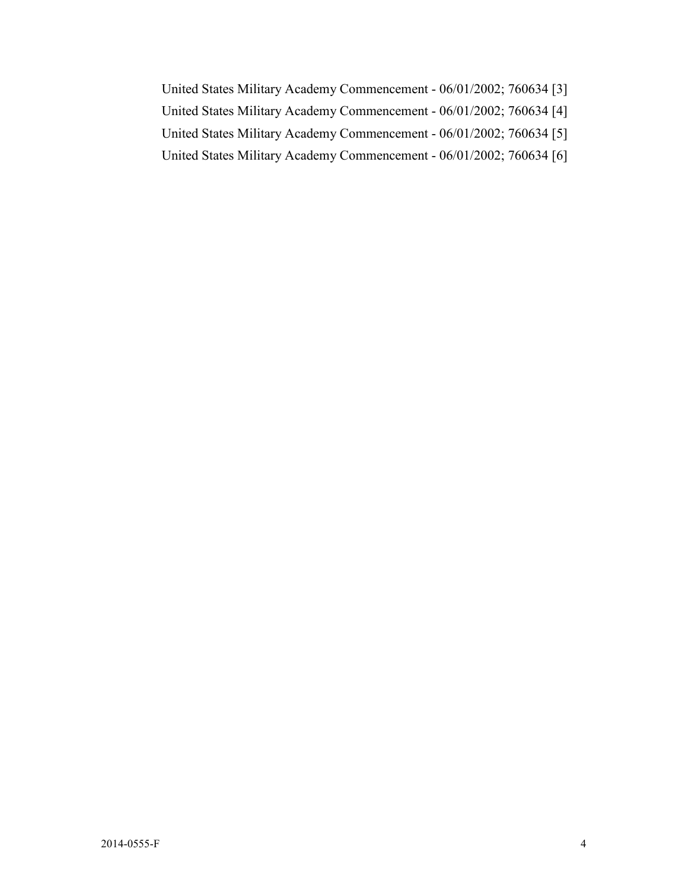United States Military Academy Commencement - 06/01/2002; 760634 [3]

United States Military Academy Commencement - 06/01/2002; 760634 [4]

United States Military Academy Commencement - 06/01/2002; 760634 [5]

United States Military Academy Commencement - 06/01/2002; 760634 [6]